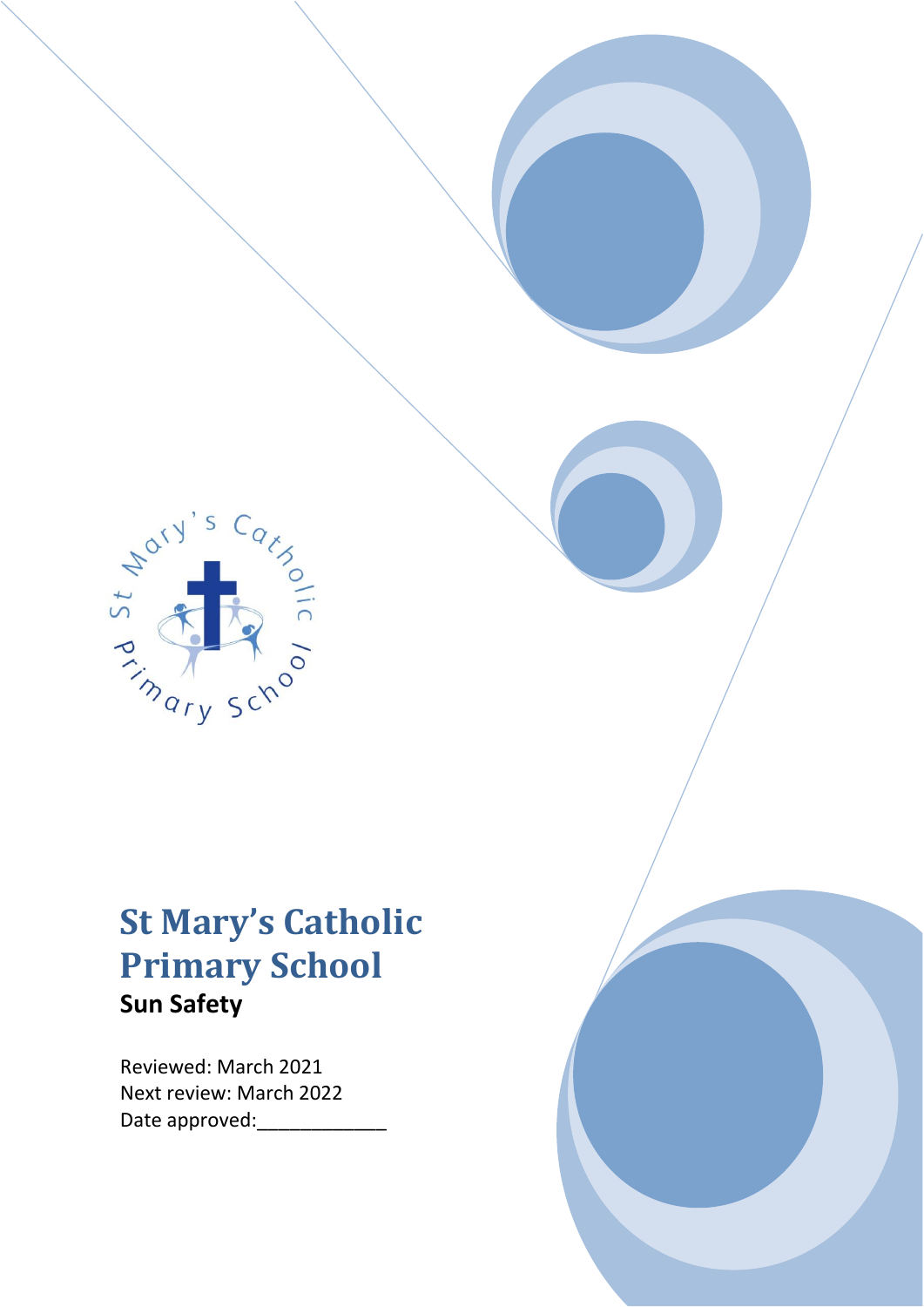# St Mary's Catholic Primary School

## Sun Safety

Reviewed: March 2021
Next review: March 2022
Date approved:____________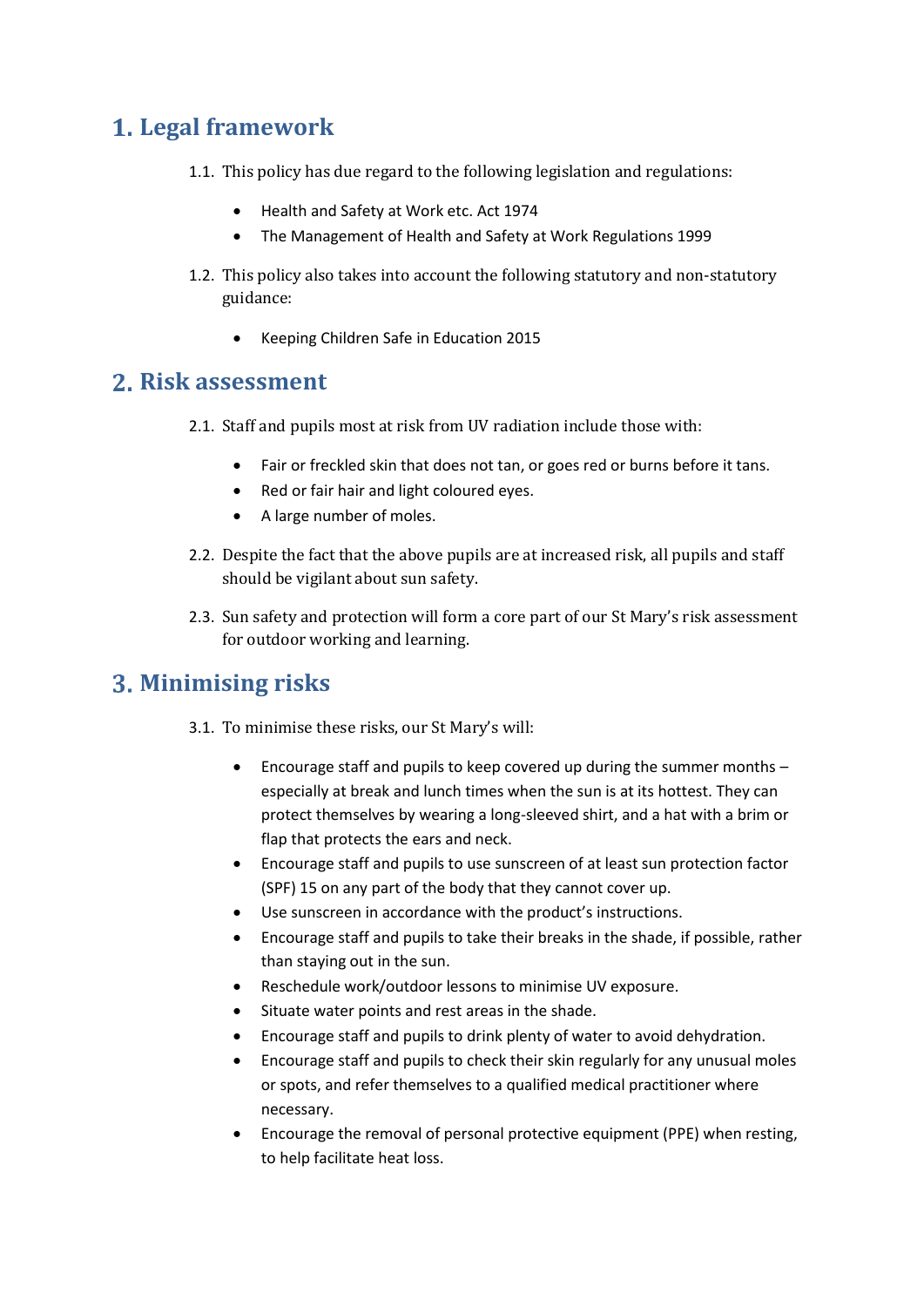# 1. Legal framework

1.1. This policy has due regard to the following legislation and regulations:

- Health and Safety at Work etc. Act 1974
- The Management of Health and Safety at Work Regulations 1999

1.2. This policy also takes into account the following statutory and non-statutory guidance:

- Keeping Children Safe in Education 2015

# 2. Risk assessment

2.1. Staff and pupils most at risk from UV radiation include those with:

- Fair or freckled skin that does not tan, or goes red or burns before it tans.
- Red or fair hair and light coloured eyes.
- A large number of moles.

2.2. Despite the fact that the above pupils are at increased risk, all pupils and staff should be vigilant about sun safety.

2.3. Sun safety and protection will form a core part of our St Mary's risk assessment for outdoor working and learning.

# 3. Minimising risks

3.1. To minimise these risks, our St Mary's will:

- Encourage staff and pupils to keep covered up during the summer months – especially at break and lunch times when the sun is at its hottest. They can protect themselves by wearing a long-sleeved shirt, and a hat with a brim or flap that protects the ears and neck.
- Encourage staff and pupils to use sunscreen of at least sun protection factor (SPF) 15 on any part of the body that they cannot cover up.
- Use sunscreen in accordance with the product's instructions.
- Encourage staff and pupils to take their breaks in the shade, if possible, rather than staying out in the sun.
- Reschedule work/outdoor lessons to minimise UV exposure.
- Situate water points and rest areas in the shade.
- Encourage staff and pupils to drink plenty of water to avoid dehydration.
- Encourage staff and pupils to check their skin regularly for any unusual moles or spots, and refer themselves to a qualified medical practitioner where necessary.
- Encourage the removal of personal protective equipment (PPE) when resting, to help facilitate heat loss.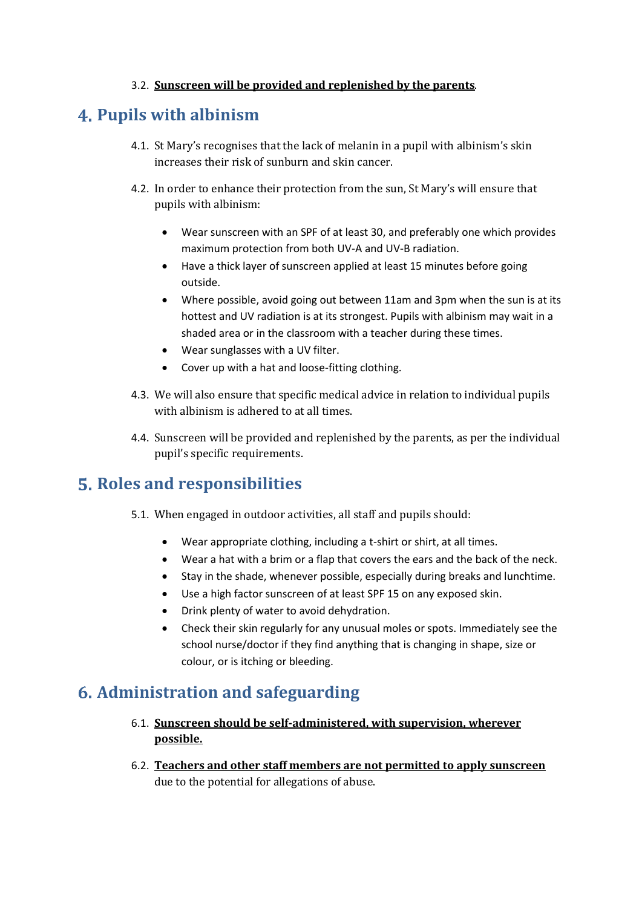3.2. **<u>Sunscreen will be provided and replenished by the parents</u>**.

## 4. Pupils with albinism

4.1. St Mary's recognises that the lack of melanin in a pupil with albinism's skin increases their risk of sunburn and skin cancer.

4.2. In order to enhance their protection from the sun, St Mary's will ensure that pupils with albinism:

- Wear sunscreen with an SPF of at least 30, and preferably one which provides maximum protection from both UV-A and UV-B radiation.
- Have a thick layer of sunscreen applied at least 15 minutes before going outside.
- Where possible, avoid going out between 11am and 3pm when the sun is at its hottest and UV radiation is at its strongest. Pupils with albinism may wait in a shaded area or in the classroom with a teacher during these times.
- Wear sunglasses with a UV filter.
- Cover up with a hat and loose-fitting clothing.

4.3. We will also ensure that specific medical advice in relation to individual pupils with albinism is adhered to at all times.

4.4. Sunscreen will be provided and replenished by the parents, as per the individual pupil's specific requirements.

## 5. Roles and responsibilities

5.1. When engaged in outdoor activities, all staff and pupils should:

- Wear appropriate clothing, including a t-shirt or shirt, at all times.
- Wear a hat with a brim or a flap that covers the ears and the back of the neck.
- Stay in the shade, whenever possible, especially during breaks and lunchtime.
- Use a high factor sunscreen of at least SPF 15 on any exposed skin.
- Drink plenty of water to avoid dehydration.
- Check their skin regularly for any unusual moles or spots. Immediately see the school nurse/doctor if they find anything that is changing in shape, size or colour, or is itching or bleeding.

## 6. Administration and safeguarding

6.1. **<u>Sunscreen should be self-administered, with supervision, wherever possible.</u>**

6.2. **<u>Teachers and other staff members are not permitted to apply sunscreen</u>** due to the potential for allegations of abuse.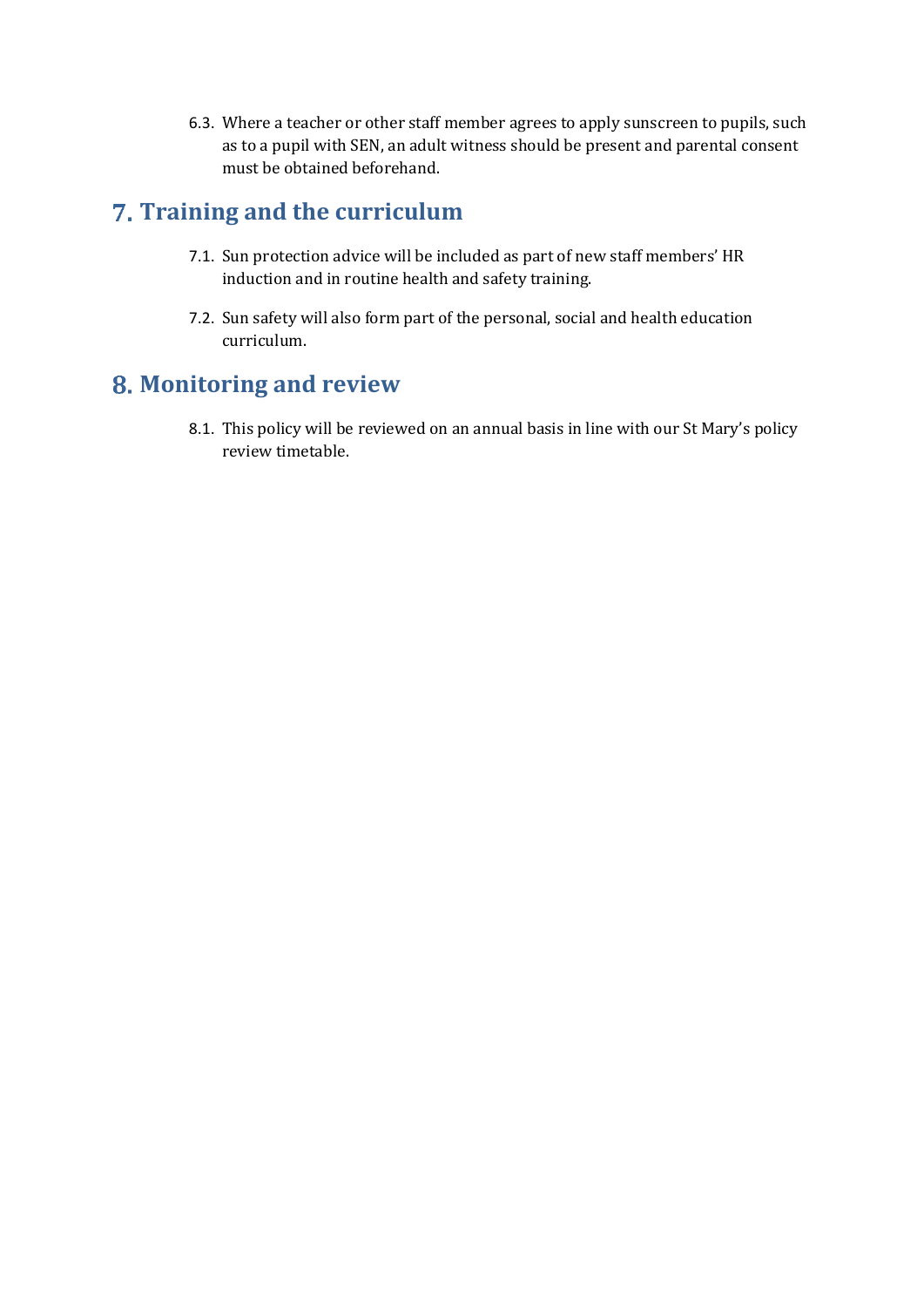6.3. Where a teacher or other staff member agrees to apply sunscreen to pupils, such as to a pupil with SEN, an adult witness should be present and parental consent must be obtained beforehand.

## 7. Training and the curriculum

7.1. Sun protection advice will be included as part of new staff members' HR induction and in routine health and safety training.

7.2. Sun safety will also form part of the personal, social and health education curriculum.

## 8. Monitoring and review

8.1. This policy will be reviewed on an annual basis in line with our St Mary's policy review timetable.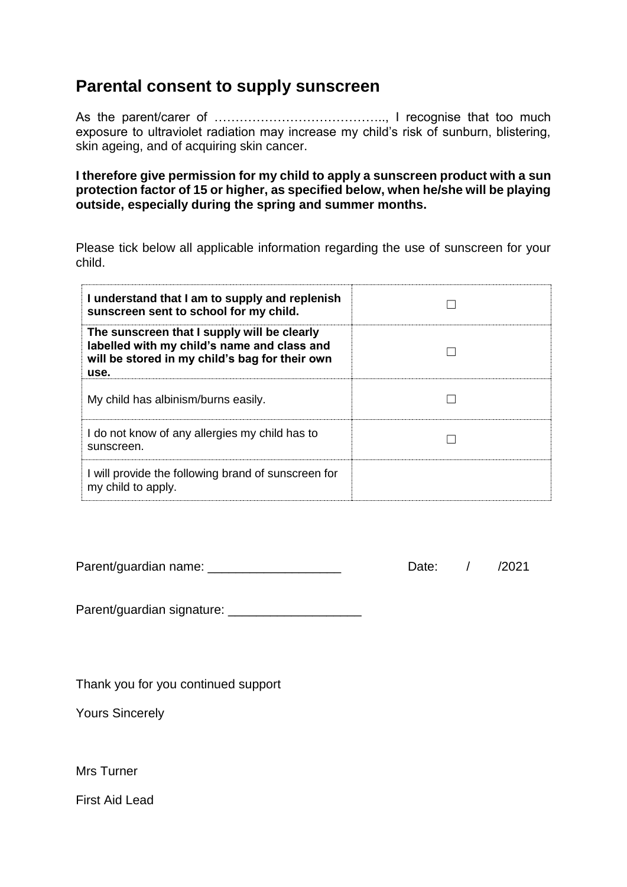## Parental consent to supply sunscreen

As the parent/carer of ………………………………….., I recognise that too much exposure to ultraviolet radiation may increase my child's risk of sunburn, blistering, skin ageing, and of acquiring skin cancer.

**I therefore give permission for my child to apply a sunscreen product with a sun protection factor of 15 or higher, as specified below, when he/she will be playing outside, especially during the spring and summer months.**

Please tick below all applicable information regarding the use of sunscreen for your child.

| | |
|---|---|
| **I understand that I am to supply and replenish sunscreen sent to school for my child.** | ☐ |
| **The sunscreen that I supply will be clearly labelled with my child's name and class and will be stored in my child's bag for their own use.** | ☐ |
| My child has albinism/burns easily. | ☐ |
| I do not know of any allergies my child has to sunscreen. | ☐ |
| I will provide the following brand of sunscreen for my child to apply. | |

Parent/guardian name: ___________________ Date: / /2021

Parent/guardian signature: ___________________

Thank you for you continued support

Yours Sincerely

Mrs Turner

First Aid Lead